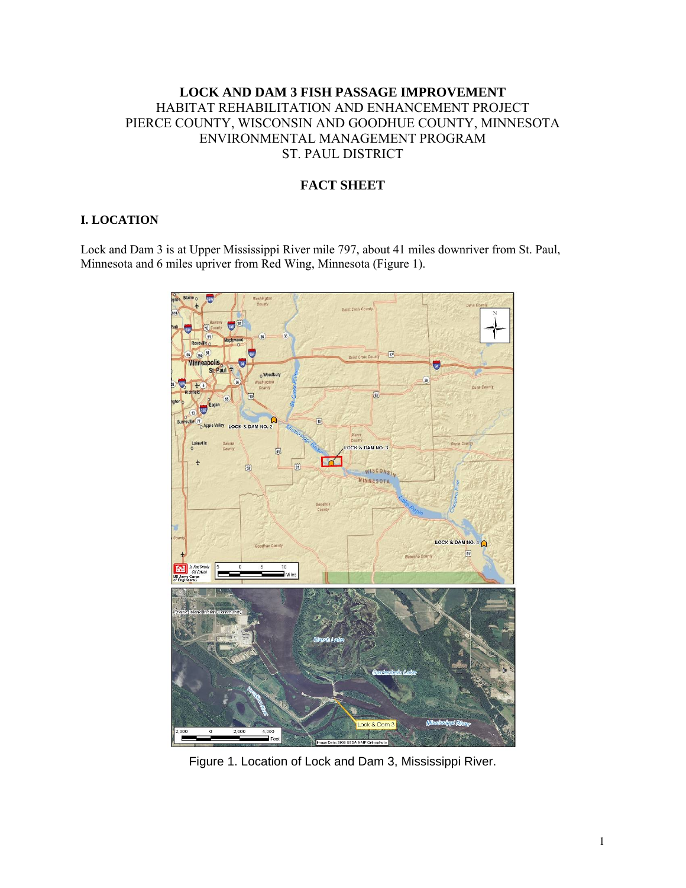# LOCK AND DAM 3 FISH PASSAGE IMPROVEMENT

HABITAT REHABILITATION AND ENHANCEMENT PROJECT
PIERCE COUNTY, WISCONSIN AND GOODHUE COUNTY, MINNESOTA
ENVIRONMENTAL MANAGEMENT PROGRAM
ST. PAUL DISTRICT

## FACT SHEET

### I. LOCATION

Lock and Dam 3 is at Upper Mississippi River mile 797, about 41 miles downriver from St. Paul, Minnesota and 6 miles upriver from Red Wing, Minnesota (Figure 1).

Figure 1. Location of Lock and Dam 3, Mississippi River.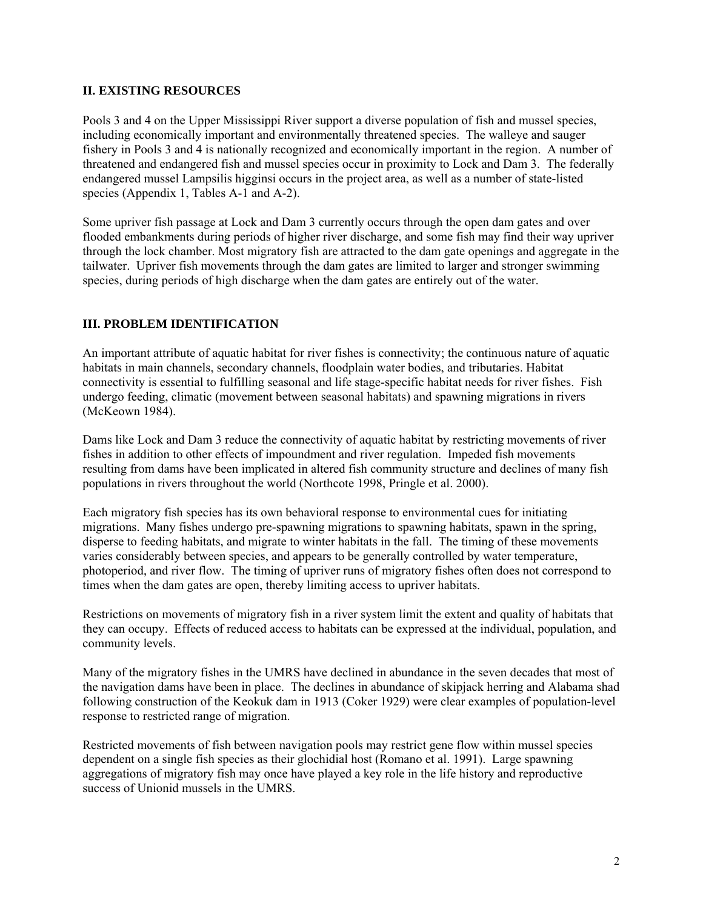## II. EXISTING RESOURCES

Pools 3 and 4 on the Upper Mississippi River support a diverse population of fish and mussel species, including economically important and environmentally threatened species. The walleye and sauger fishery in Pools 3 and 4 is nationally recognized and economically important in the region. A number of threatened and endangered fish and mussel species occur in proximity to Lock and Dam 3. The federally endangered mussel Lampsilis higginsi occurs in the project area, as well as a number of state-listed species (Appendix 1, Tables A-1 and A-2).

Some upriver fish passage at Lock and Dam 3 currently occurs through the open dam gates and over flooded embankments during periods of higher river discharge, and some fish may find their way upriver through the lock chamber. Most migratory fish are attracted to the dam gate openings and aggregate in the tailwater. Upriver fish movements through the dam gates are limited to larger and stronger swimming species, during periods of high discharge when the dam gates are entirely out of the water.

## III. PROBLEM IDENTIFICATION

An important attribute of aquatic habitat for river fishes is connectivity; the continuous nature of aquatic habitats in main channels, secondary channels, floodplain water bodies, and tributaries. Habitat connectivity is essential to fulfilling seasonal and life stage-specific habitat needs for river fishes. Fish undergo feeding, climatic (movement between seasonal habitats) and spawning migrations in rivers (McKeown 1984).

Dams like Lock and Dam 3 reduce the connectivity of aquatic habitat by restricting movements of river fishes in addition to other effects of impoundment and river regulation. Impeded fish movements resulting from dams have been implicated in altered fish community structure and declines of many fish populations in rivers throughout the world (Northcote 1998, Pringle et al. 2000).

Each migratory fish species has its own behavioral response to environmental cues for initiating migrations. Many fishes undergo pre-spawning migrations to spawning habitats, spawn in the spring, disperse to feeding habitats, and migrate to winter habitats in the fall. The timing of these movements varies considerably between species, and appears to be generally controlled by water temperature, photoperiod, and river flow. The timing of upriver runs of migratory fishes often does not correspond to times when the dam gates are open, thereby limiting access to upriver habitats.

Restrictions on movements of migratory fish in a river system limit the extent and quality of habitats that they can occupy. Effects of reduced access to habitats can be expressed at the individual, population, and community levels.

Many of the migratory fishes in the UMRS have declined in abundance in the seven decades that most of the navigation dams have been in place. The declines in abundance of skipjack herring and Alabama shad following construction of the Keokuk dam in 1913 (Coker 1929) were clear examples of population-level response to restricted range of migration.

Restricted movements of fish between navigation pools may restrict gene flow within mussel species dependent on a single fish species as their glochidial host (Romano et al. 1991). Large spawning aggregations of migratory fish may once have played a key role in the life history and reproductive success of Unionid mussels in the UMRS.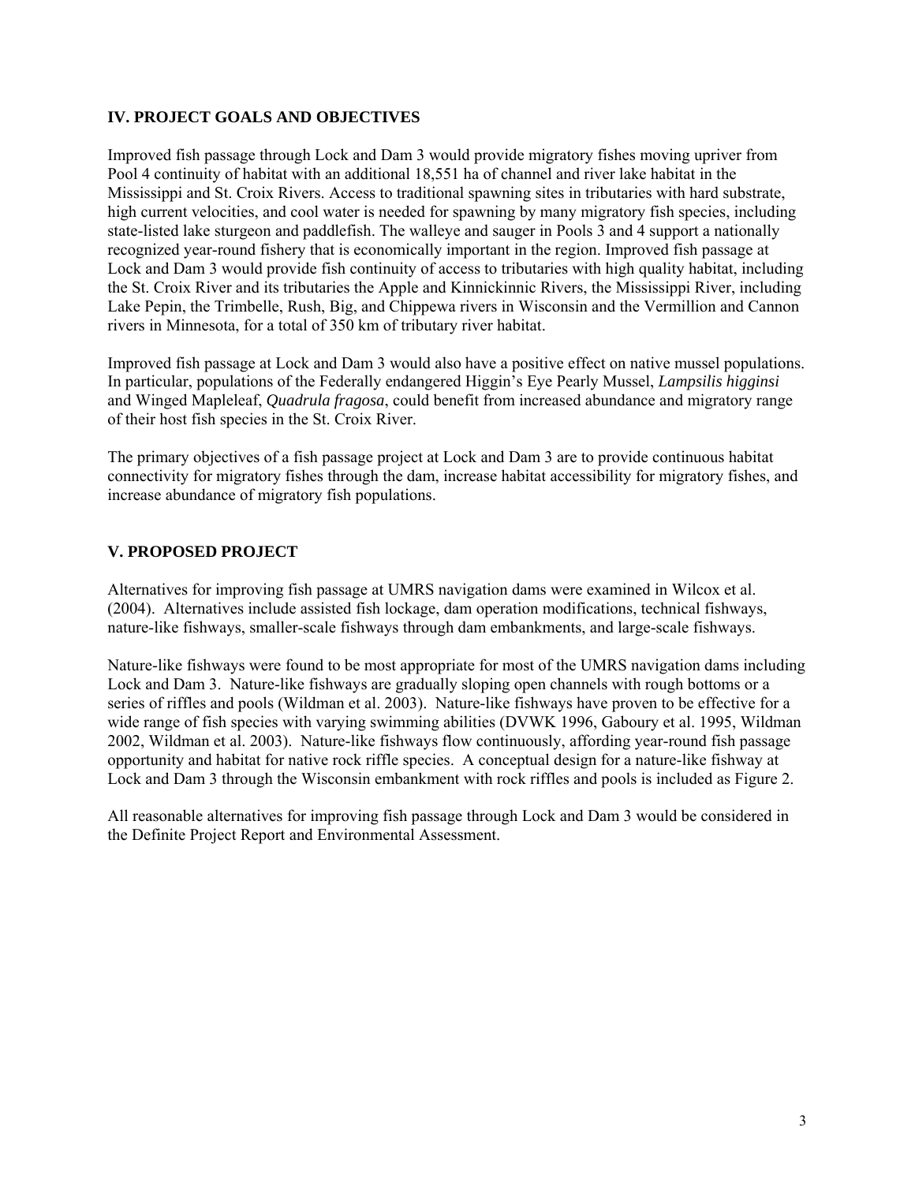## IV. PROJECT GOALS AND OBJECTIVES

Improved fish passage through Lock and Dam 3 would provide migratory fishes moving upriver from Pool 4 continuity of habitat with an additional 18,551 ha of channel and river lake habitat in the Mississippi and St. Croix Rivers. Access to traditional spawning sites in tributaries with hard substrate, high current velocities, and cool water is needed for spawning by many migratory fish species, including state-listed lake sturgeon and paddlefish. The walleye and sauger in Pools 3 and 4 support a nationally recognized year-round fishery that is economically important in the region. Improved fish passage at Lock and Dam 3 would provide fish continuity of access to tributaries with high quality habitat, including the St. Croix River and its tributaries the Apple and Kinnickinnic Rivers, the Mississippi River, including Lake Pepin, the Trimbelle, Rush, Big, and Chippewa rivers in Wisconsin and the Vermillion and Cannon rivers in Minnesota, for a total of 350 km of tributary river habitat.

Improved fish passage at Lock and Dam 3 would also have a positive effect on native mussel populations. In particular, populations of the Federally endangered Higgin's Eye Pearly Mussel, *Lampsilis higginsi* and Winged Mapleleaf, *Quadrula fragosa*, could benefit from increased abundance and migratory range of their host fish species in the St. Croix River.

The primary objectives of a fish passage project at Lock and Dam 3 are to provide continuous habitat connectivity for migratory fishes through the dam, increase habitat accessibility for migratory fishes, and increase abundance of migratory fish populations.

## V. PROPOSED PROJECT

Alternatives for improving fish passage at UMRS navigation dams were examined in Wilcox et al. (2004). Alternatives include assisted fish lockage, dam operation modifications, technical fishways, nature-like fishways, smaller-scale fishways through dam embankments, and large-scale fishways.

Nature-like fishways were found to be most appropriate for most of the UMRS navigation dams including Lock and Dam 3. Nature-like fishways are gradually sloping open channels with rough bottoms or a series of riffles and pools (Wildman et al. 2003). Nature-like fishways have proven to be effective for a wide range of fish species with varying swimming abilities (DVWK 1996, Gaboury et al. 1995, Wildman 2002, Wildman et al. 2003). Nature-like fishways flow continuously, affording year-round fish passage opportunity and habitat for native rock riffle species. A conceptual design for a nature-like fishway at Lock and Dam 3 through the Wisconsin embankment with rock riffles and pools is included as Figure 2.

All reasonable alternatives for improving fish passage through Lock and Dam 3 would be considered in the Definite Project Report and Environmental Assessment.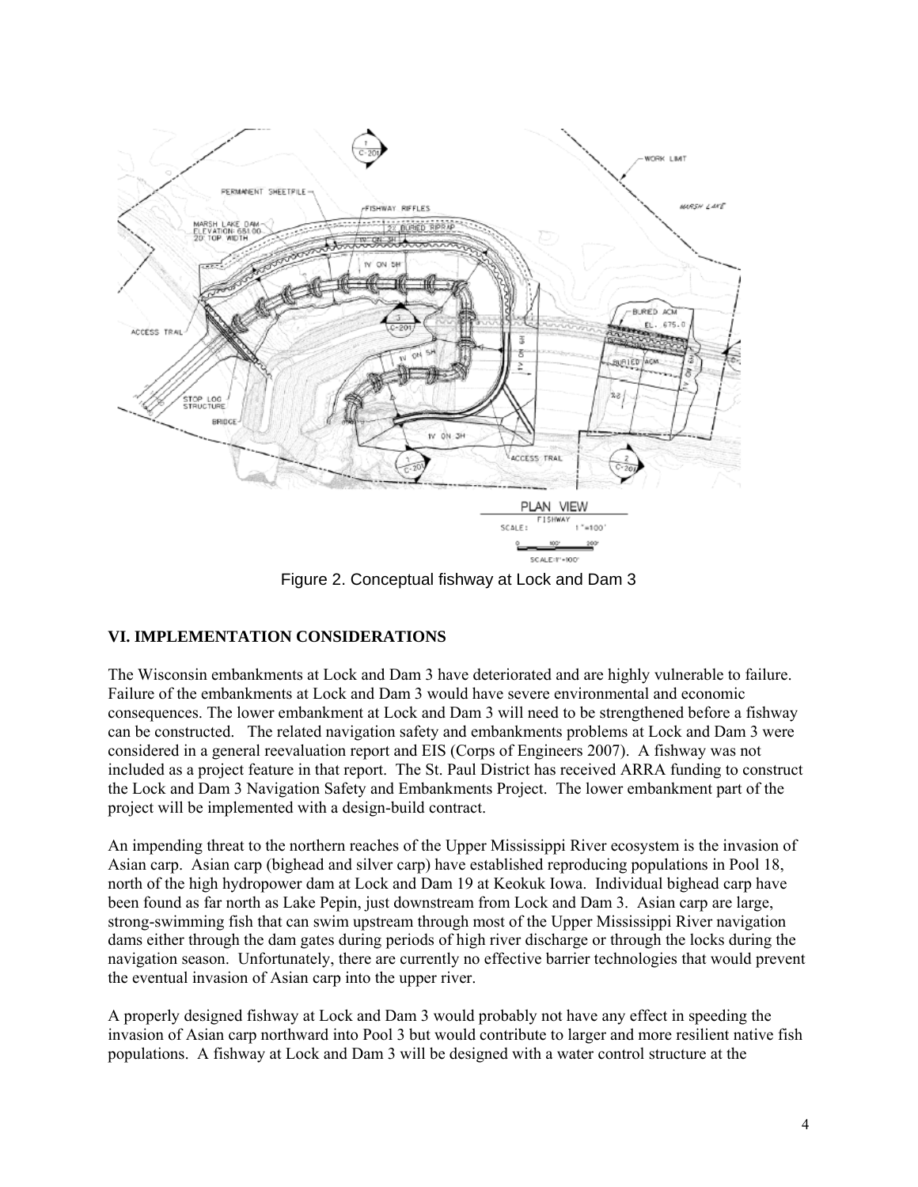Figure 2. Conceptual fishway at Lock and Dam 3

## VI. IMPLEMENTATION CONSIDERATIONS

The Wisconsin embankments at Lock and Dam 3 have deteriorated and are highly vulnerable to failure. Failure of the embankments at Lock and Dam 3 would have severe environmental and economic consequences. The lower embankment at Lock and Dam 3 will need to be strengthened before a fishway can be constructed. The related navigation safety and embankments problems at Lock and Dam 3 were considered in a general reevaluation report and EIS (Corps of Engineers 2007). A fishway was not included as a project feature in that report. The St. Paul District has received ARRA funding to construct the Lock and Dam 3 Navigation Safety and Embankments Project. The lower embankment part of the project will be implemented with a design-build contract.

An impending threat to the northern reaches of the Upper Mississippi River ecosystem is the invasion of Asian carp. Asian carp (bighead and silver carp) have established reproducing populations in Pool 18, north of the high hydropower dam at Lock and Dam 19 at Keokuk Iowa. Individual bighead carp have been found as far north as Lake Pepin, just downstream from Lock and Dam 3. Asian carp are large, strong-swimming fish that can swim upstream through most of the Upper Mississippi River navigation dams either through the dam gates during periods of high river discharge or through the locks during the navigation season. Unfortunately, there are currently no effective barrier technologies that would prevent the eventual invasion of Asian carp into the upper river.

A properly designed fishway at Lock and Dam 3 would probably not have any effect in speeding the invasion of Asian carp northward into Pool 3 but would contribute to larger and more resilient native fish populations. A fishway at Lock and Dam 3 will be designed with a water control structure at the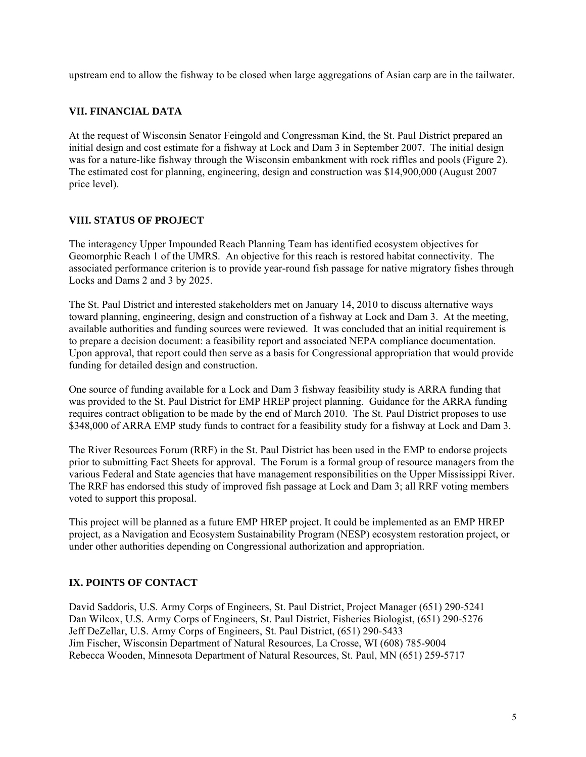upstream end to allow the fishway to be closed when large aggregations of Asian carp are in the tailwater.

## VII. FINANCIAL DATA

At the request of Wisconsin Senator Feingold and Congressman Kind, the St. Paul District prepared an initial design and cost estimate for a fishway at Lock and Dam 3 in September 2007. The initial design was for a nature-like fishway through the Wisconsin embankment with rock riffles and pools (Figure 2). The estimated cost for planning, engineering, design and construction was $14,900,000 (August 2007 price level).

## VIII. STATUS OF PROJECT

The interagency Upper Impounded Reach Planning Team has identified ecosystem objectives for Geomorphic Reach 1 of the UMRS. An objective for this reach is restored habitat connectivity. The associated performance criterion is to provide year-round fish passage for native migratory fishes through Locks and Dams 2 and 3 by 2025.

The St. Paul District and interested stakeholders met on January 14, 2010 to discuss alternative ways toward planning, engineering, design and construction of a fishway at Lock and Dam 3. At the meeting, available authorities and funding sources were reviewed. It was concluded that an initial requirement is to prepare a decision document: a feasibility report and associated NEPA compliance documentation. Upon approval, that report could then serve as a basis for Congressional appropriation that would provide funding for detailed design and construction.

One source of funding available for a Lock and Dam 3 fishway feasibility study is ARRA funding that was provided to the St. Paul District for EMP HREP project planning. Guidance for the ARRA funding requires contract obligation to be made by the end of March 2010. The St. Paul District proposes to use $348,000 of ARRA EMP study funds to contract for a feasibility study for a fishway at Lock and Dam 3.

The River Resources Forum (RRF) in the St. Paul District has been used in the EMP to endorse projects prior to submitting Fact Sheets for approval. The Forum is a formal group of resource managers from the various Federal and State agencies that have management responsibilities on the Upper Mississippi River. The RRF has endorsed this study of improved fish passage at Lock and Dam 3; all RRF voting members voted to support this proposal.

This project will be planned as a future EMP HREP project. It could be implemented as an EMP HREP project, as a Navigation and Ecosystem Sustainability Program (NESP) ecosystem restoration project, or under other authorities depending on Congressional authorization and appropriation.

## IX. POINTS OF CONTACT

David Saddoris, U.S. Army Corps of Engineers, St. Paul District, Project Manager (651) 290-5241
Dan Wilcox, U.S. Army Corps of Engineers, St. Paul District, Fisheries Biologist, (651) 290-5276
Jeff DeZellar, U.S. Army Corps of Engineers, St. Paul District, (651) 290-5433
Jim Fischer, Wisconsin Department of Natural Resources, La Crosse, WI (608) 785-9004
Rebecca Wooden, Minnesota Department of Natural Resources, St. Paul, MN (651) 259-5717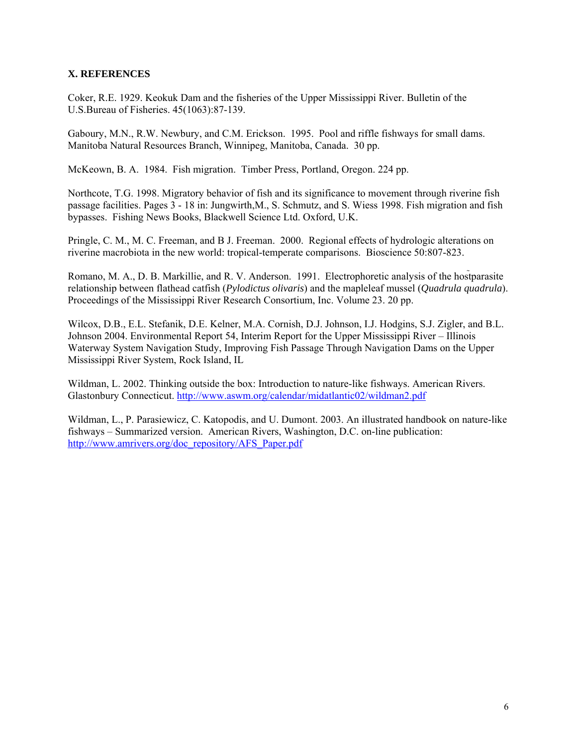## X. REFERENCES

Coker, R.E. 1929. Keokuk Dam and the fisheries of the Upper Mississippi River. Bulletin of the U.S.Bureau of Fisheries. 45(1063):87-139.

Gaboury, M.N., R.W. Newbury, and C.M. Erickson. 1995. Pool and riffle fishways for small dams. Manitoba Natural Resources Branch, Winnipeg, Manitoba, Canada. 30 pp.

McKeown, B. A. 1984. Fish migration. Timber Press, Portland, Oregon. 224 pp.

Northcote, T.G. 1998. Migratory behavior of fish and its significance to movement through riverine fish passage facilities. Pages 3 - 18 in: Jungwirth,M., S. Schmutz, and S. Wiess 1998. Fish migration and fish bypasses. Fishing News Books, Blackwell Science Ltd. Oxford, U.K.

Pringle, C. M., M. C. Freeman, and B J. Freeman. 2000. Regional effects of hydrologic alterations on riverine macrobiota in the new world: tropical-temperate comparisons. Bioscience 50:807-823.

Romano, M. A., D. B. Markillie, and R. V. Anderson. 1991. Electrophoretic analysis of the hostparasite relationship between flathead catfish (*Pylodictus olivaris*) and the mapleleaf mussel (*Quadrula quadrula*). Proceedings of the Mississippi River Research Consortium, Inc. Volume 23. 20 pp.

Wilcox, D.B., E.L. Stefanik, D.E. Kelner, M.A. Cornish, D.J. Johnson, I.J. Hodgins, S.J. Zigler, and B.L. Johnson 2004. Environmental Report 54, Interim Report for the Upper Mississippi River – Illinois Waterway System Navigation Study, Improving Fish Passage Through Navigation Dams on the Upper Mississippi River System, Rock Island, IL

Wildman, L. 2002. Thinking outside the box: Introduction to nature-like fishways. American Rivers. Glastonbury Connecticut. http://www.aswm.org/calendar/midatlantic02/wildman2.pdf

Wildman, L., P. Parasiewicz, C. Katopodis, and U. Dumont. 2003. An illustrated handbook on nature-like fishways – Summarized version. American Rivers, Washington, D.C. on-line publication: http://www.amrivers.org/doc_repository/AFS_Paper.pdf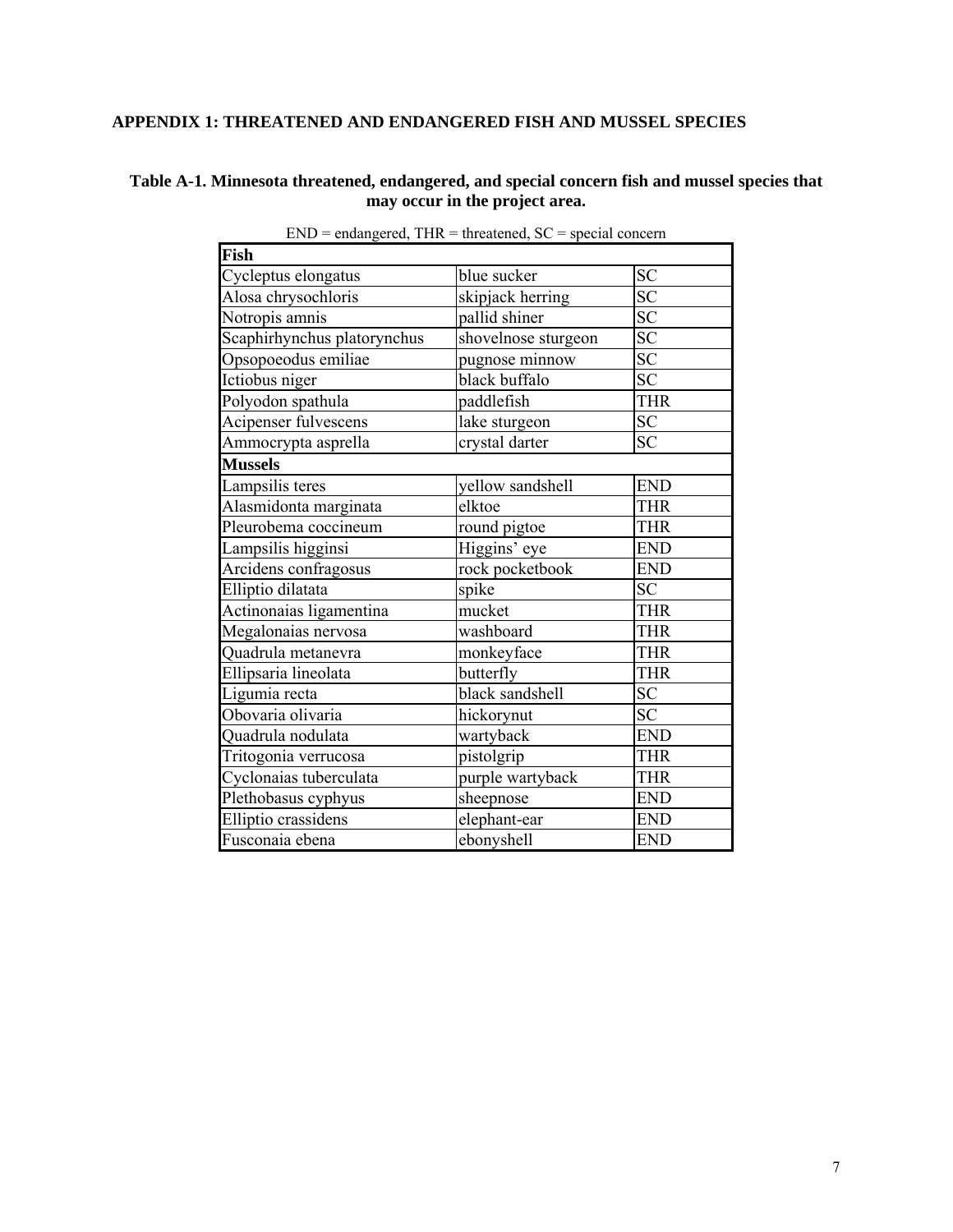## APPENDIX 1: THREATENED AND ENDANGERED FISH AND MUSSEL SPECIES

**Table A-1. Minnesota threatened, endangered, and special concern fish and mussel species that may occur in the project area.**

END = endangered, THR = threatened, SC = special concern

| **Fish** | | |
|---|---|---|
| Cycleptus elongatus | blue sucker | SC |
| Alosa chrysochloris | skipjack herring | SC |
| Notropis amnis | pallid shiner | SC |
| Scaphirhynchus platorynchus | shovelnose sturgeon | SC |
| Opsopoeodus emiliae | pugnose minnow | SC |
| Ictiobus niger | black buffalo | SC |
| Polyodon spathula | paddlefish | THR |
| Acipenser fulvescens | lake sturgeon | SC |
| Ammocrypta asprella | crystal darter | SC |
| **Mussels** | | |
| Lampsilis teres | yellow sandshell | END |
| Alasmidonta marginata | elktoe | THR |
| Pleurobema coccineum | round pigtoe | THR |
| Lampsilis higginsi | Higgins' eye | END |
| Arcidens confragosus | rock pocketbook | END |
| Elliptio dilatata | spike | SC |
| Actinonaias ligamentina | mucket | THR |
| Megalonaias nervosa | washboard | THR |
| Quadrula metanevra | monkeyface | THR |
| Ellipsaria lineolata | butterfly | THR |
| Ligumia recta | black sandshell | SC |
| Obovaria olivaria | hickorynut | SC |
| Quadrula nodulata | wartyback | END |
| Tritogonia verrucosa | pistolgrip | THR |
| Cyclonaias tuberculata | purple wartyback | THR |
| Plethobasus cyphyus | sheepnose | END |
| Elliptio crassidens | elephant-ear | END |
| Fusconaia ebena | ebonyshell | END |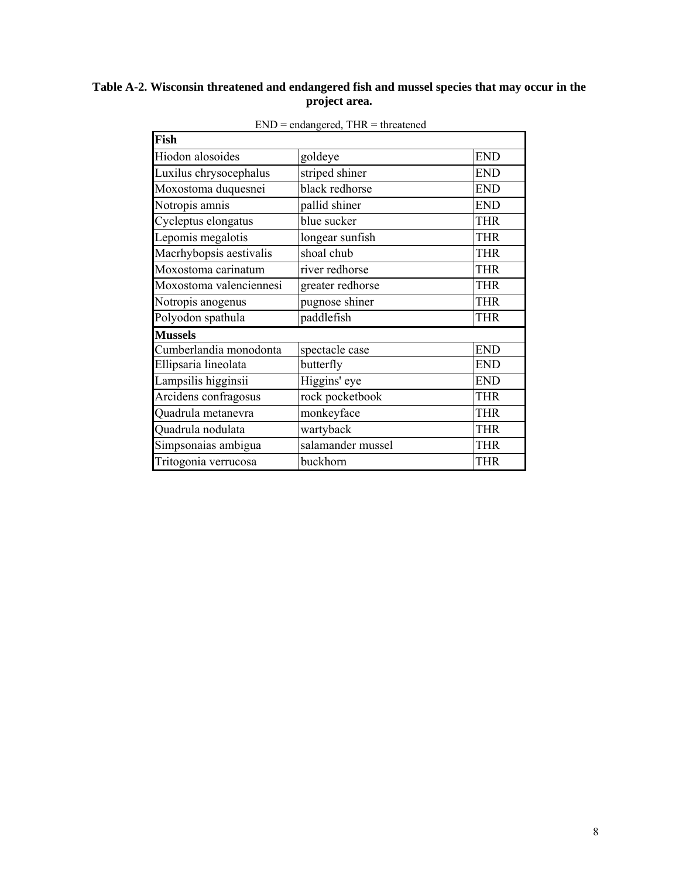**Table A-2. Wisconsin threatened and endangered fish and mussel species that may occur in the project area.**

END = endangered, THR = threatened

| | | |
|---|---|---|
| **Fish** | | |
| Hiodon alosoides | goldeye | END |
| Luxilus chrysocephalus | striped shiner | END |
| Moxostoma duquesnei | black redhorse | END |
| Notropis amnis | pallid shiner | END |
| Cycleptus elongatus | blue sucker | THR |
| Lepomis megalotis | longear sunfish | THR |
| Macrhybopsis aestivalis | shoal chub | THR |
| Moxostoma carinatum | river redhorse | THR |
| Moxostoma valenciennesi | greater redhorse | THR |
| Notropis anogenus | pugnose shiner | THR |
| Polyodon spathula | paddlefish | THR |
| **Mussels** | | |
| Cumberlandia monodonta | spectacle case | END |
| Ellipsaria lineolata | butterfly | END |
| Lampsilis higginsii | Higgins' eye | END |
| Arcidens confragosus | rock pocketbook | THR |
| Quadrula metanevra | monkeyface | THR |
| Quadrula nodulata | wartyback | THR |
| Simpsonaias ambigua | salamander mussel | THR |
| Tritogonia verrucosa | buckhorn | THR |